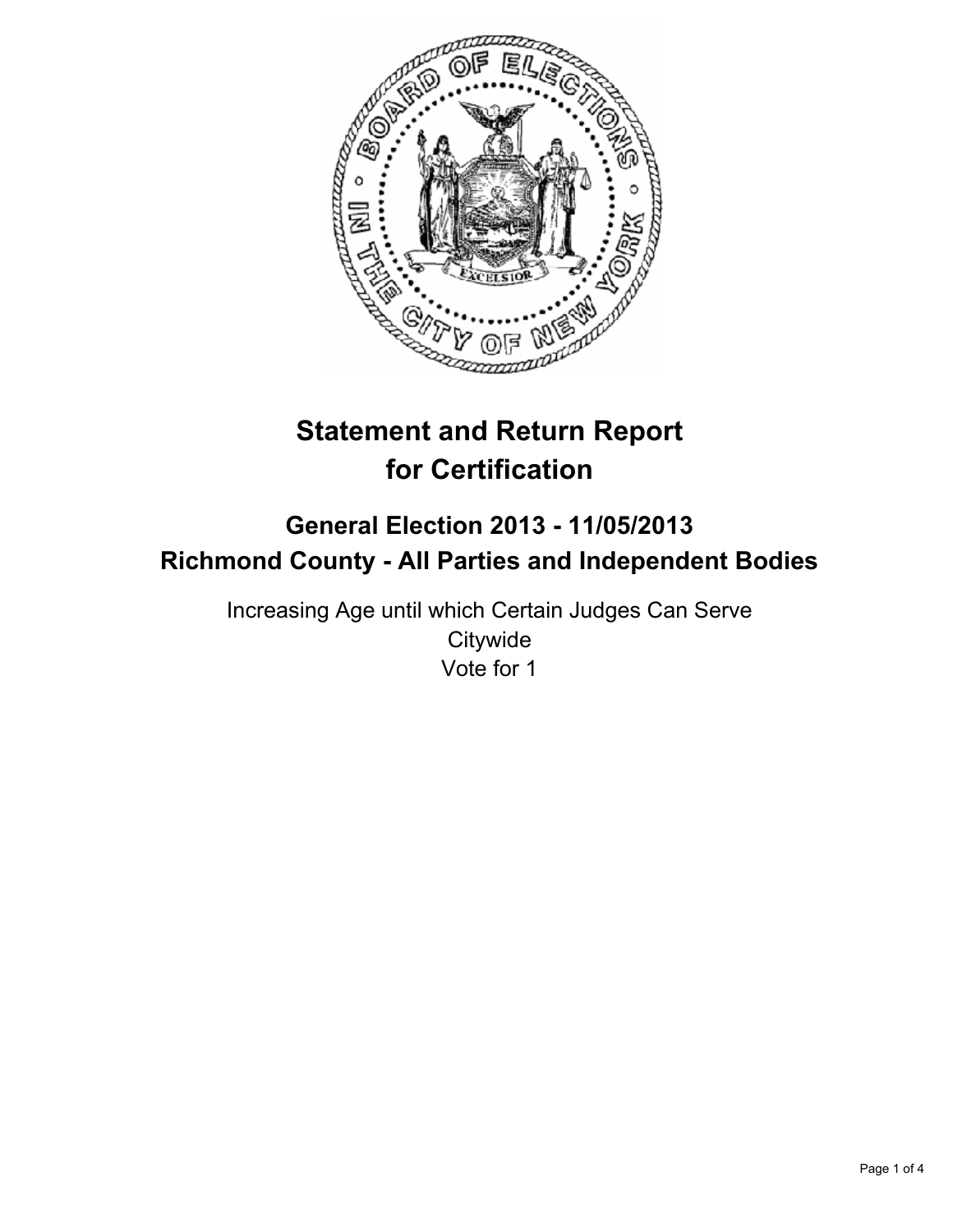# Statement and Return Report for Certification

## General Election 2013 - 11/05/2013
## Richmond County - All Parties and Independent Bodies

Increasing Age until which Certain Judges Can Serve
Citywide
Vote for 1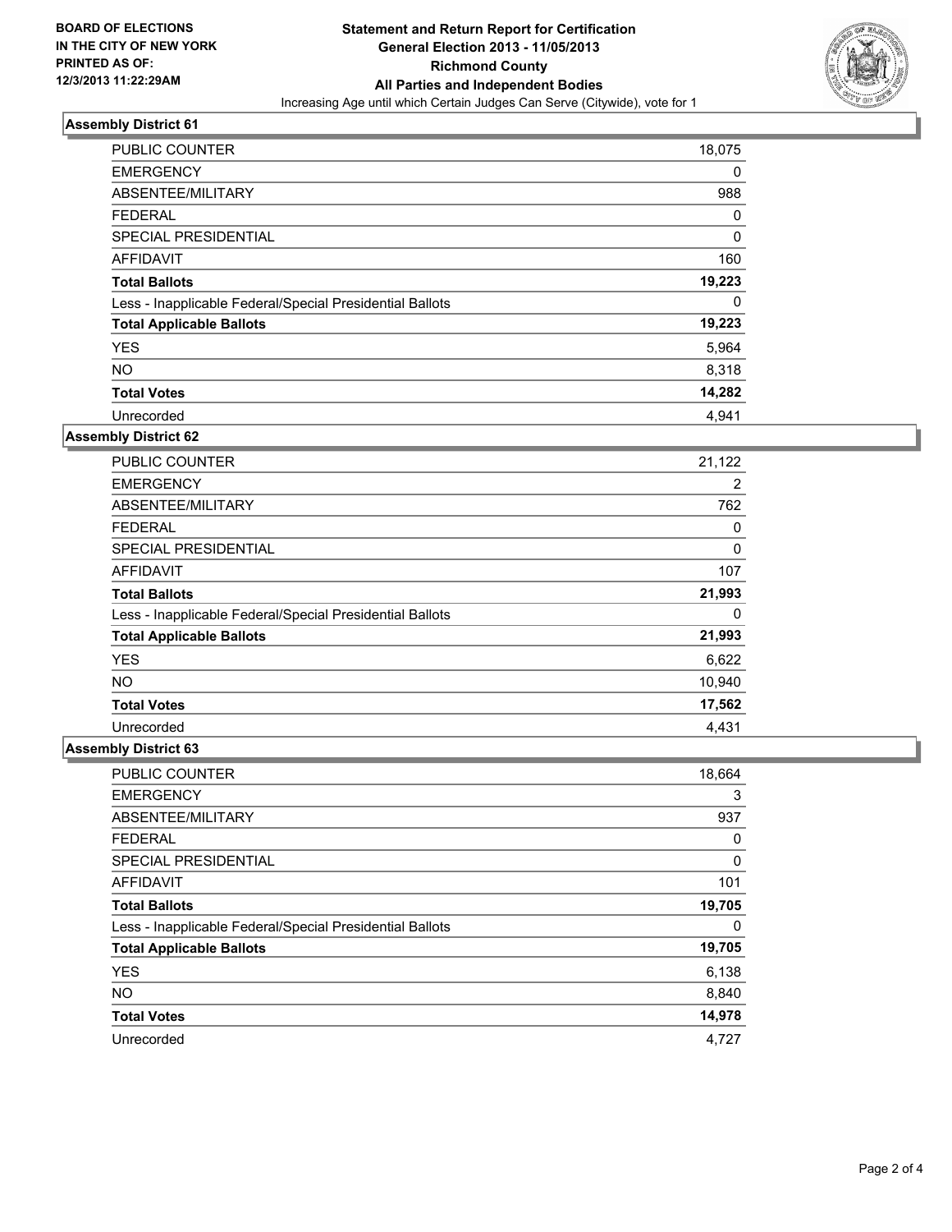**BOARD OF ELECTIONS IN THE CITY OF NEW YORK PRINTED AS OF: 12/3/2013 11:22:29AM**

# Statement and Return Report for Certification
## General Election 2013 - 11/05/2013
## Richmond County
## All Parties and Independent Bodies
Increasing Age until which Certain Judges Can Serve (Citywide), vote for 1

### Assembly District 61

| | |
|---|---|
| PUBLIC COUNTER | 18,075 |
| EMERGENCY | 0 |
| ABSENTEE/MILITARY | 988 |
| FEDERAL | 0 |
| SPECIAL PRESIDENTIAL | 0 |
| AFFIDAVIT | 160 |
| **Total Ballots** | **19,223** |
| Less - Inapplicable Federal/Special Presidential Ballots | 0 |
| **Total Applicable Ballots** | **19,223** |
| YES | 5,964 |
| NO | 8,318 |
| **Total Votes** | **14,282** |
| Unrecorded | 4,941 |

### Assembly District 62

| | |
|---|---|
| PUBLIC COUNTER | 21,122 |
| EMERGENCY | 2 |
| ABSENTEE/MILITARY | 762 |
| FEDERAL | 0 |
| SPECIAL PRESIDENTIAL | 0 |
| AFFIDAVIT | 107 |
| **Total Ballots** | **21,993** |
| Less - Inapplicable Federal/Special Presidential Ballots | 0 |
| **Total Applicable Ballots** | **21,993** |
| YES | 6,622 |
| NO | 10,940 |
| **Total Votes** | **17,562** |
| Unrecorded | 4,431 |

### Assembly District 63

| | |
|---|---|
| PUBLIC COUNTER | 18,664 |
| EMERGENCY | 3 |
| ABSENTEE/MILITARY | 937 |
| FEDERAL | 0 |
| SPECIAL PRESIDENTIAL | 0 |
| AFFIDAVIT | 101 |
| **Total Ballots** | **19,705** |
| Less - Inapplicable Federal/Special Presidential Ballots | 0 |
| **Total Applicable Ballots** | **19,705** |
| YES | 6,138 |
| NO | 8,840 |
| **Total Votes** | **14,978** |
| Unrecorded | 4,727 |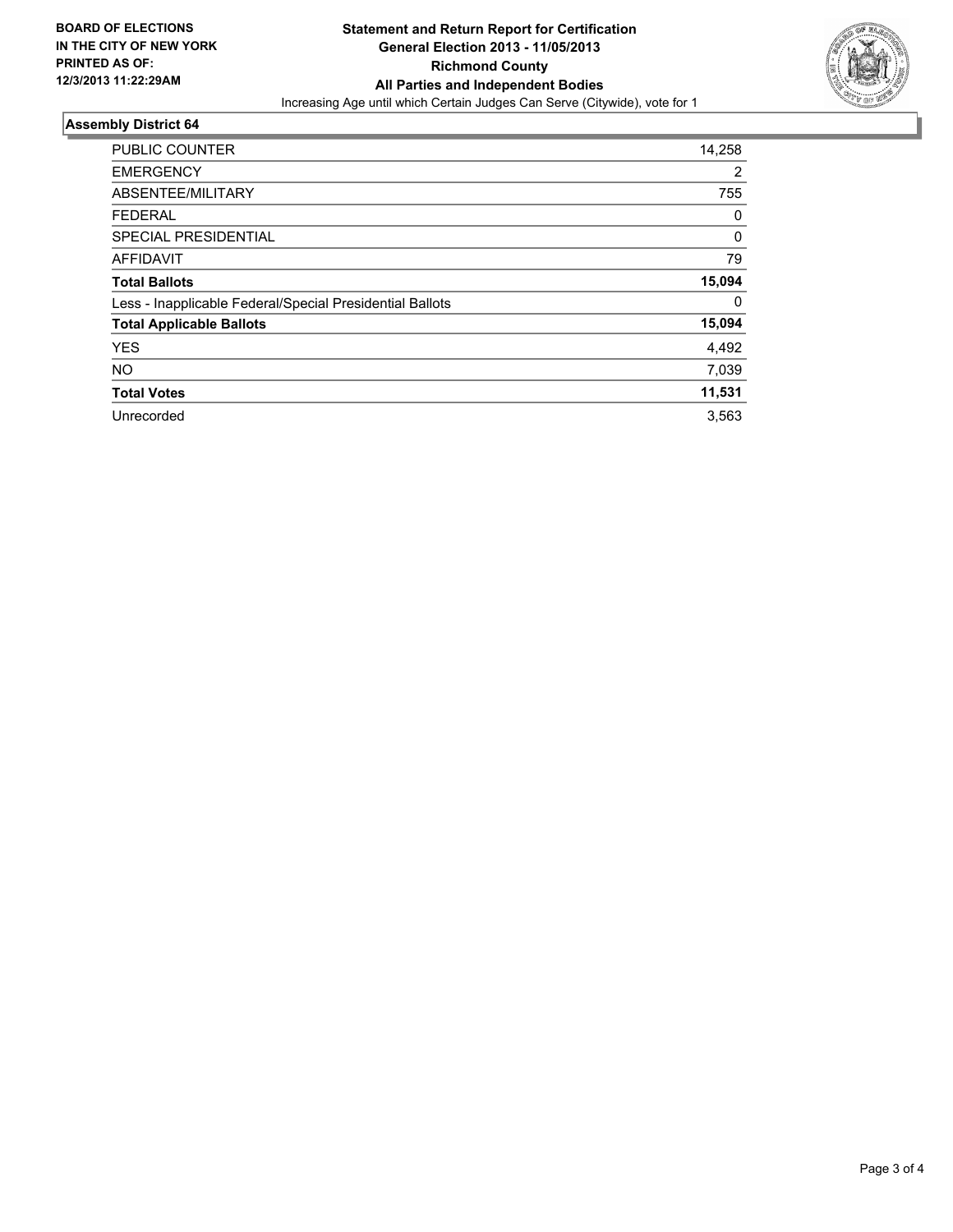**BOARD OF ELECTIONS IN THE CITY OF NEW YORK PRINTED AS OF: 12/3/2013 11:22:29AM**

**Statement and Return Report for Certification**
**General Election 2013 - 11/05/2013**
**Richmond County**
**All Parties and Independent Bodies**
Increasing Age until which Certain Judges Can Serve (Citywide), vote for 1

## Assembly District 64

| | |
|---|---|
| PUBLIC COUNTER | 14,258 |
| EMERGENCY | 2 |
| ABSENTEE/MILITARY | 755 |
| FEDERAL | 0 |
| SPECIAL PRESIDENTIAL | 0 |
| AFFIDAVIT | 79 |
| **Total Ballots** | **15,094** |
| Less - Inapplicable Federal/Special Presidential Ballots | 0 |
| **Total Applicable Ballots** | **15,094** |
| YES | 4,492 |
| NO | 7,039 |
| **Total Votes** | **11,531** |
| Unrecorded | 3,563 |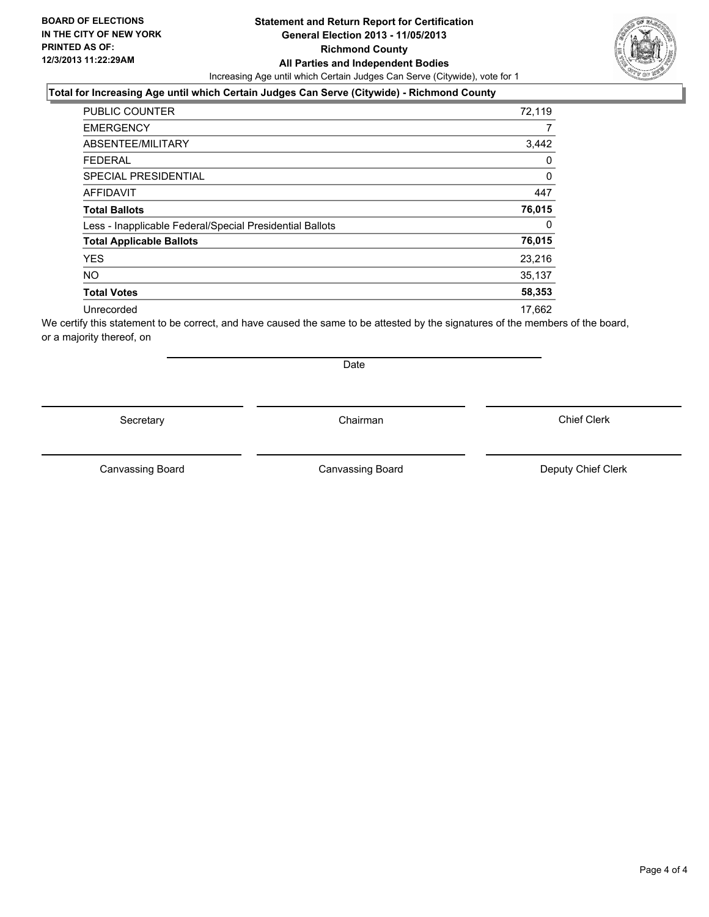**BOARD OF ELECTIONS IN THE CITY OF NEW YORK PRINTED AS OF: 12/3/2013 11:22:29AM**

**Statement and Return Report for Certification**
**General Election 2013 - 11/05/2013**
**Richmond County**
**All Parties and Independent Bodies**
Increasing Age until which Certain Judges Can Serve (Citywide), vote for 1

**Total for Increasing Age until which Certain Judges Can Serve (Citywide) - Richmond County**

| | |
|---|---|
| PUBLIC COUNTER | 72,119 |
| EMERGENCY | 7 |
| ABSENTEE/MILITARY | 3,442 |
| FEDERAL | 0 |
| SPECIAL PRESIDENTIAL | 0 |
| AFFIDAVIT | 447 |
| **Total Ballots** | **76,015** |
| Less - Inapplicable Federal/Special Presidential Ballots | 0 |
| **Total Applicable Ballots** | **76,015** |
| YES | 23,216 |
| NO | 35,137 |
| **Total Votes** | **58,353** |
| Unrecorded | 17,662 |

We certify this statement to be correct, and have caused the same to be attested by the signatures of the members of the board, or a majority thereof, on

Date

Secretary | Chairman | Chief Clerk

Canvassing Board | Canvassing Board | Deputy Chief Clerk